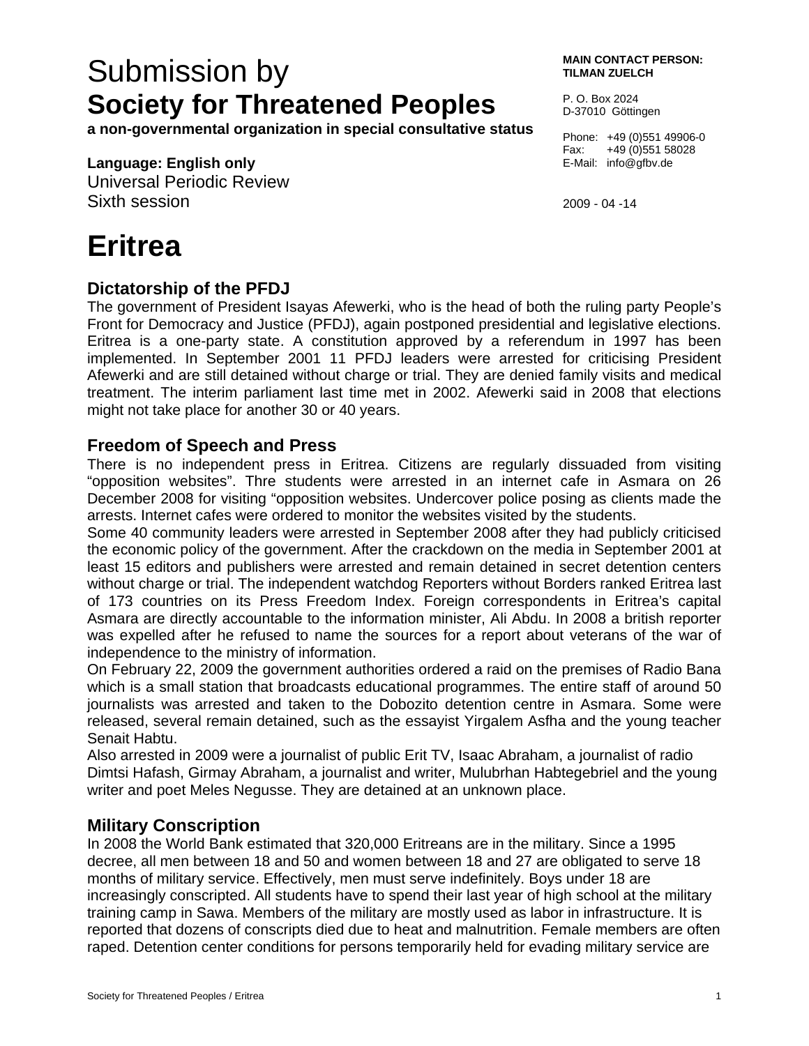# Submission by
## Society for Threatened Peoples

**a non-governmental organization in special consultative status**

**Language: English only**
Universal Periodic Review
Sixth session

**MAIN CONTACT PERSON:**
**TILMAN ZUELCH**

P. O. Box 2024
D-37010 Göttingen

Phone: +49 (0)551 49906-0
Fax: +49 (0)551 58028
E-Mail: info@gfbv.de

2009 - 04 -14

# Eritrea

## Dictatorship of the PFDJ

The government of President Isayas Afewerki, who is the head of both the ruling party People's Front for Democracy and Justice (PFDJ), again postponed presidential and legislative elections. Eritrea is a one-party state. A constitution approved by a referendum in 1997 has been implemented. In September 2001 11 PFDJ leaders were arrested for criticising President Afewerki and are still detained without charge or trial. They are denied family visits and medical treatment. The interim parliament last time met in 2002. Afewerki said in 2008 that elections might not take place for another 30 or 40 years.

## Freedom of Speech and Press

There is no independent press in Eritrea. Citizens are regularly dissuaded from visiting "opposition websites". Thre students were arrested in an internet cafe in Asmara on 26 December 2008 for visiting "opposition websites. Undercover police posing as clients made the arrests. Internet cafes were ordered to monitor the websites visited by the students.
Some 40 community leaders were arrested in September 2008 after they had publicly criticised the economic policy of the government. After the crackdown on the media in September 2001 at least 15 editors and publishers were arrested and remain detained in secret detention centers without charge or trial. The independent watchdog Reporters without Borders ranked Eritrea last of 173 countries on its Press Freedom Index. Foreign correspondents in Eritrea's capital Asmara are directly accountable to the information minister, Ali Abdu. In 2008 a british reporter was expelled after he refused to name the sources for a report about veterans of the war of independence to the ministry of information.
On February 22, 2009 the government authorities ordered a raid on the premises of Radio Bana which is a small station that broadcasts educational programmes. The entire staff of around 50 journalists was arrested and taken to the Dobozito detention centre in Asmara. Some were released, several remain detained, such as the essayist Yirgalem Asfha and the young teacher Senait Habtu.
Also arrested in 2009 were a journalist of public Erit TV, Isaac Abraham, a journalist of radio Dimtsi Hafash, Girmay Abraham, a journalist and writer, Mulubrhan Habtegebriel and the young writer and poet Meles Negusse. They are detained at an unknown place.

## Military Conscription

In 2008 the World Bank estimated that 320,000 Eritreans are in the military. Since a 1995 decree, all men between 18 and 50 and women between 18 and 27 are obligated to serve 18 months of military service. Effectively, men must serve indefinitely. Boys under 18 are increasingly conscripted. All students have to spend their last year of high school at the military training camp in Sawa. Members of the military are mostly used as labor in infrastructure. It is reported that dozens of conscripts died due to heat and malnutrition. Female members are often raped. Detention center conditions for persons temporarily held for evading military service are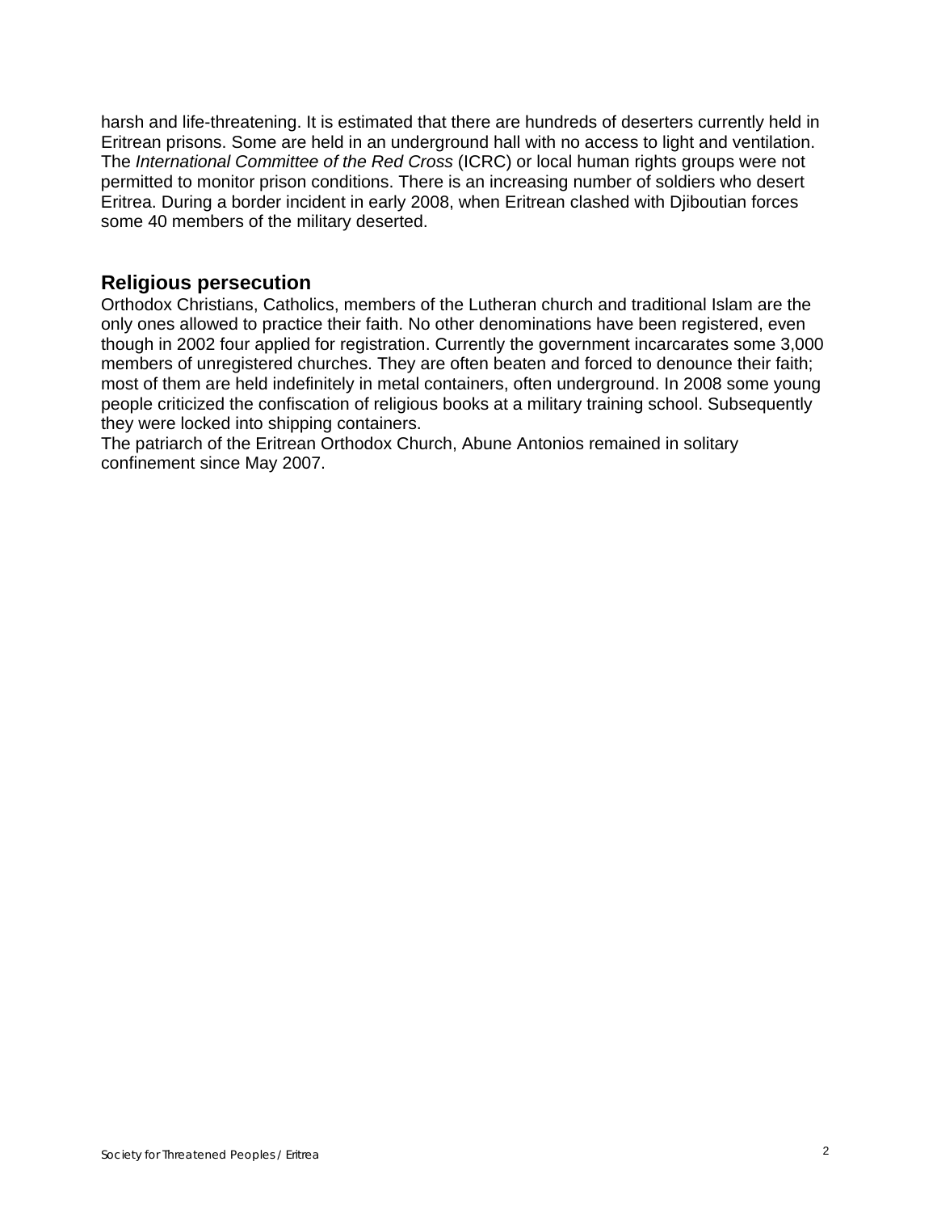harsh and life-threatening. It is estimated that there are hundreds of deserters currently held in Eritrean prisons. Some are held in an underground hall with no access to light and ventilation. The *International Committee of the Red Cross* (ICRC) or local human rights groups were not permitted to monitor prison conditions. There is an increasing number of soldiers who desert Eritrea. During a border incident in early 2008, when Eritrean clashed with Djiboutian forces some 40 members of the military deserted.

## Religious persecution

Orthodox Christians, Catholics, members of the Lutheran church and traditional Islam are the only ones allowed to practice their faith. No other denominations have been registered, even though in 2002 four applied for registration. Currently the government incarcarates some 3,000 members of unregistered churches. They are often beaten and forced to denounce their faith; most of them are held indefinitely in metal containers, often underground. In 2008 some young people criticized the confiscation of religious books at a military training school. Subsequently they were locked into shipping containers.
The patriarch of the Eritrean Orthodox Church, Abune Antonios remained in solitary confinement since May 2007.